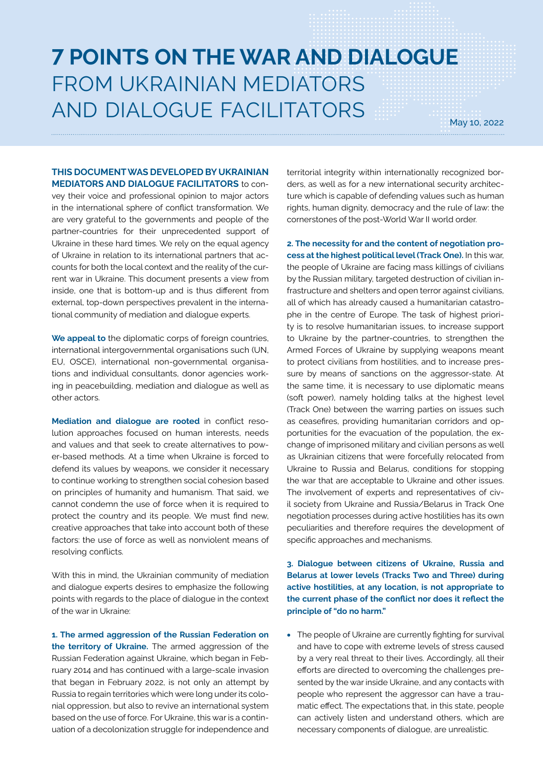# 7 POINTS ON THE WAR AND DIALOGUE FROM UKRAINIAN MEDIATORS AND DIALOGUE FACILITATORS

May 10, 2022

**THIS DOCUMENT WAS DEVELOPED BY UKRAINIAN MEDIATORS AND DIALOGUE FACILITATORS** to convey their voice and professional opinion to major actors in the international sphere of conflict transformation. We are very grateful to the governments and people of the partner-countries for their unprecedented support of Ukraine in these hard times. We rely on the equal agency of Ukraine in relation to its international partners that accounts for both the local context and the reality of the current war in Ukraine. This document presents a view from inside, one that is bottom-up and is thus different from external, top-down perspectives prevalent in the international community of mediation and dialogue experts.

**We appeal to** the diplomatic corps of foreign countries, international intergovernmental organisations such (UN, EU, OSCE), international non-governmental organisations and individual consultants, donor agencies working in peacebuilding, mediation and dialogue as well as other actors.

**Mediation and dialogue are rooted** in conflict resolution approaches focused on human interests, needs and values and that seek to create alternatives to power-based methods. At a time when Ukraine is forced to defend its values by weapons, we consider it necessary to continue working to strengthen social cohesion based on principles of humanity and humanism. That said, we cannot condemn the use of force when it is required to protect the country and its people. We must find new, creative approaches that take into account both of these factors: the use of force as well as nonviolent means of resolving conflicts.

With this in mind, the Ukrainian community of mediation and dialogue experts desires to emphasize the following points with regards to the place of dialogue in the context of the war in Ukraine:

**1. The armed aggression of the Russian Federation on the territory of Ukraine.** The armed aggression of the Russian Federation against Ukraine, which began in February 2014 and has continued with a large-scale invasion that began in February 2022, is not only an attempt by Russia to regain territories which were long under its colonial oppression, but also to revive an international system based on the use of force. For Ukraine, this war is a continuation of a decolonization struggle for independence and territorial integrity within internationally recognized borders, as well as for a new international security architecture which is capable of defending values such as human rights, human dignity, democracy and the rule of law: the cornerstones of the post-World War II world order.

**2. The necessity for and the content of negotiation process at the highest political level (Track One).** In this war, the people of Ukraine are facing mass killings of civilians by the Russian military, targeted destruction of civilian infrastructure and shelters and open terror against civilians, all of which has already caused a humanitarian catastrophe in the centre of Europe. The task of highest priority is to resolve humanitarian issues, to increase support to Ukraine by the partner-countries, to strengthen the Armed Forces of Ukraine by supplying weapons meant to protect civilians from hostilities, and to increase pressure by means of sanctions on the aggressor-state. At the same time, it is necessary to use diplomatic means (soft power), namely holding talks at the highest level (Track One) between the warring parties on issues such as ceasefires, providing humanitarian corridors and opportunities for the evacuation of the population, the exchange of imprisoned military and civilian persons as well as Ukrainian citizens that were forcefully relocated from Ukraine to Russia and Belarus, conditions for stopping the war that are acceptable to Ukraine and other issues. The involvement of experts and representatives of civil society from Ukraine and Russia/Belarus in Track One negotiation processes during active hostilities has its own peculiarities and therefore requires the development of specific approaches and mechanisms.

**3. Dialogue between citizens of Ukraine, Russia and Belarus at lower levels (Tracks Two and Three) during active hostilities, at any location, is not appropriate to the current phase of the conflict nor does it reflect the principle of "do no harm."**

- The people of Ukraine are currently fighting for survival and have to cope with extreme levels of stress caused by a very real threat to their lives. Accordingly, all their efforts are directed to overcoming the challenges presented by the war inside Ukraine, and any contacts with people who represent the aggressor can have a traumatic effect. The expectations that, in this state, people can actively listen and understand others, which are necessary components of dialogue, are unrealistic.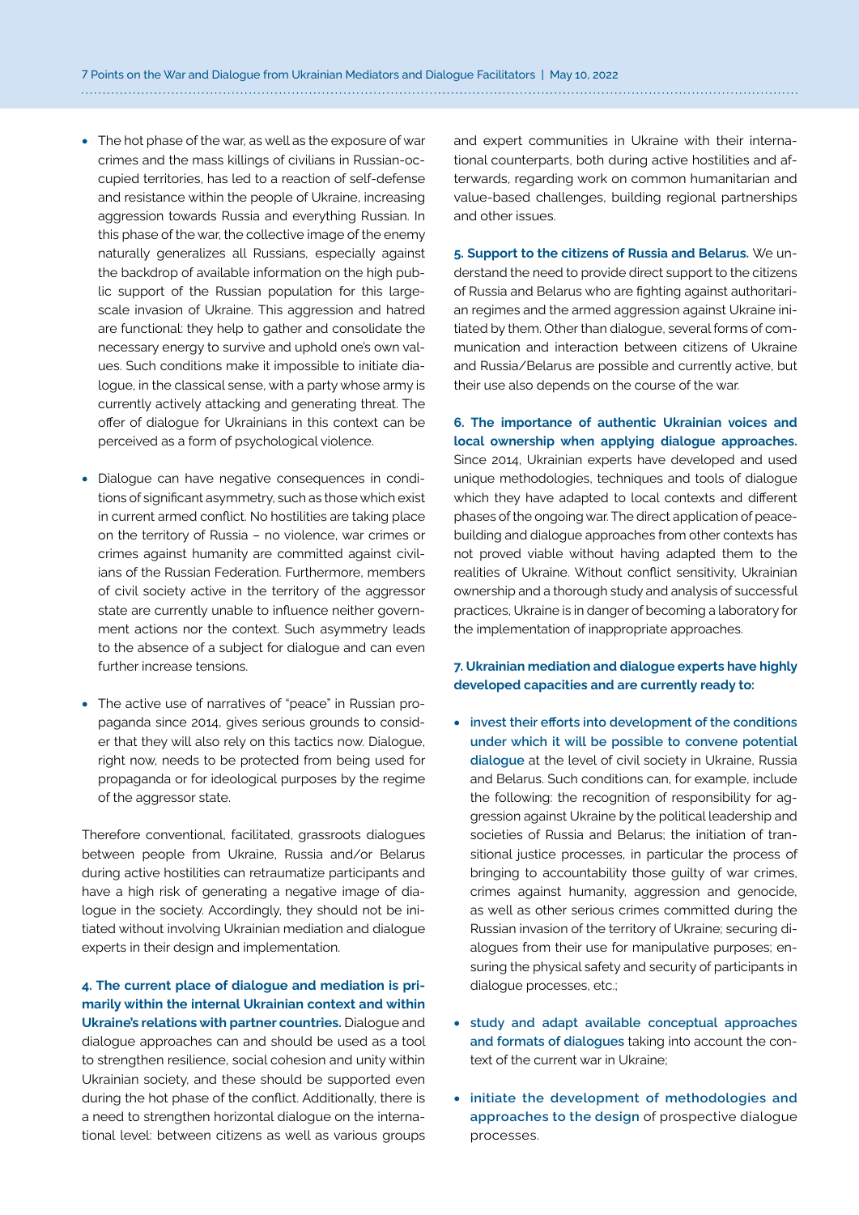- The hot phase of the war, as well as the exposure of war crimes and the mass killings of civilians in Russian-occupied territories, has led to a reaction of self-defense and resistance within the people of Ukraine, increasing aggression towards Russia and everything Russian. In this phase of the war, the collective image of the enemy naturally generalizes all Russians, especially against the backdrop of available information on the high public support of the Russian population for this large-scale invasion of Ukraine. This aggression and hatred are functional: they help to gather and consolidate the necessary energy to survive and uphold one's own values. Such conditions make it impossible to initiate dialogue, in the classical sense, with a party whose army is currently actively attacking and generating threat. The offer of dialogue for Ukrainians in this context can be perceived as a form of psychological violence.

- Dialogue can have negative consequences in conditions of significant asymmetry, such as those which exist in current armed conflict. No hostilities are taking place on the territory of Russia – no violence, war crimes or crimes against humanity are committed against civilians of the Russian Federation. Furthermore, members of civil society active in the territory of the aggressor state are currently unable to influence neither government actions nor the context. Such asymmetry leads to the absence of a subject for dialogue and can even further increase tensions.

- The active use of narratives of "peace" in Russian propaganda since 2014, gives serious grounds to consider that they will also rely on this tactics now. Dialogue, right now, needs to be protected from being used for propaganda or for ideological purposes by the regime of the aggressor state.

Therefore conventional, facilitated, grassroots dialogues between people from Ukraine, Russia and/or Belarus during active hostilities can retraumatize participants and have a high risk of generating a negative image of dialogue in the society. Accordingly, they should not be initiated without involving Ukrainian mediation and dialogue experts in their design and implementation.

**4. The current place of dialogue and mediation is primarily within the internal Ukrainian context and within Ukraine's relations with partner countries.** Dialogue and dialogue approaches can and should be used as a tool to strengthen resilience, social cohesion and unity within Ukrainian society, and these should be supported even during the hot phase of the conflict. Additionally, there is a need to strengthen horizontal dialogue on the international level: between citizens as well as various groups and expert communities in Ukraine with their international counterparts, both during active hostilities and afterwards, regarding work on common humanitarian and value-based challenges, building regional partnerships and other issues.

**5. Support to the citizens of Russia and Belarus.** We understand the need to provide direct support to the citizens of Russia and Belarus who are fighting against authoritarian regimes and the armed aggression against Ukraine initiated by them. Other than dialogue, several forms of communication and interaction between citizens of Ukraine and Russia/Belarus are possible and currently active, but their use also depends on the course of the war.

**6. The importance of authentic Ukrainian voices and local ownership when applying dialogue approaches.** Since 2014, Ukrainian experts have developed and used unique methodologies, techniques and tools of dialogue which they have adapted to local contexts and different phases of the ongoing war. The direct application of peacebuilding and dialogue approaches from other contexts has not proved viable without having adapted them to the realities of Ukraine. Without conflict sensitivity, Ukrainian ownership and a thorough study and analysis of successful practices, Ukraine is in danger of becoming a laboratory for the implementation of inappropriate approaches.

**7. Ukrainian mediation and dialogue experts have highly developed capacities and are currently ready to:**

- **invest their efforts into development of the conditions under which it will be possible to convene potential dialogue** at the level of civil society in Ukraine, Russia and Belarus. Such conditions can, for example, include the following: the recognition of responsibility for aggression against Ukraine by the political leadership and societies of Russia and Belarus; the initiation of transitional justice processes, in particular the process of bringing to accountability those guilty of war crimes, crimes against humanity, aggression and genocide, as well as other serious crimes committed during the Russian invasion of the territory of Ukraine; securing dialogues from their use for manipulative purposes; ensuring the physical safety and security of participants in dialogue processes, etc.;

- **study and adapt available conceptual approaches and formats of dialogues** taking into account the context of the current war in Ukraine;

- **initiate the development of methodologies and approaches to the design** of prospective dialogue processes.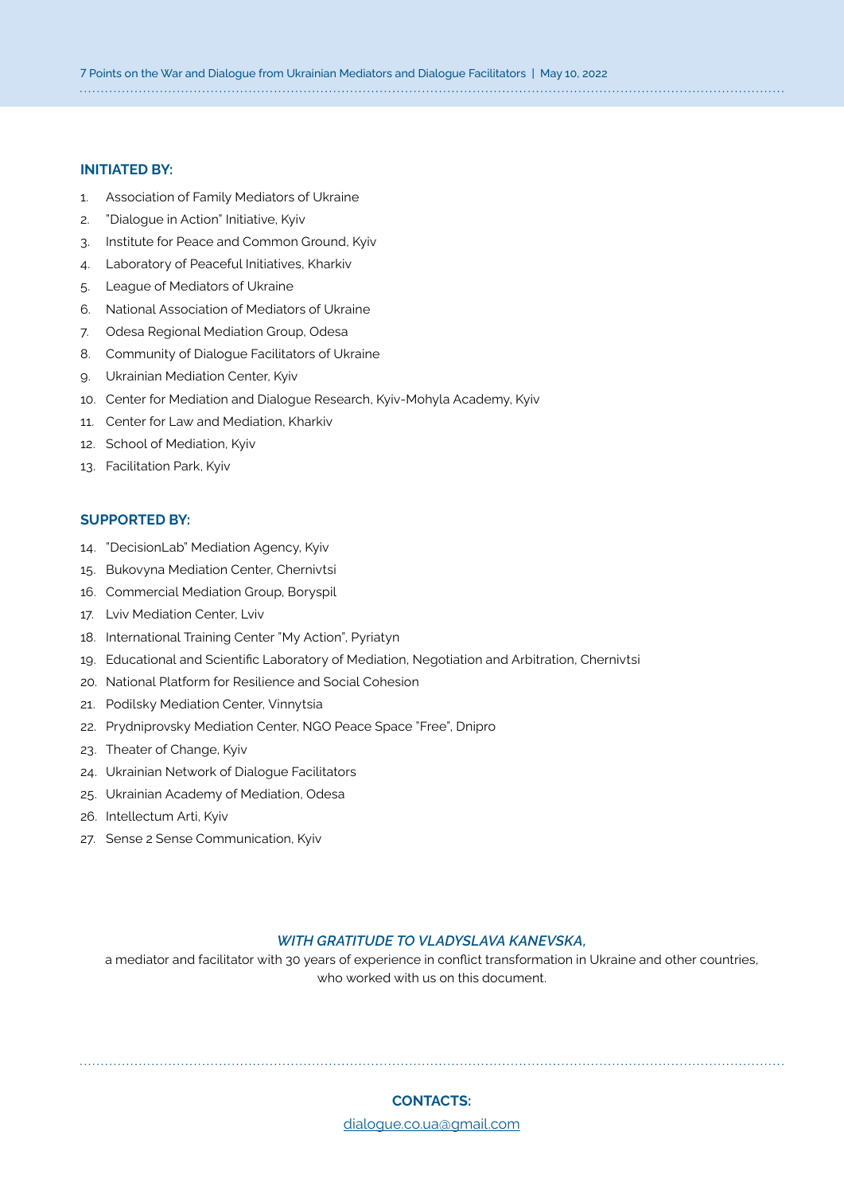## INITIATED BY:

1. Association of Family Mediators of Ukraine
2. "Dialogue in Action" Initiative, Kyiv
3. Institute for Peace and Common Ground, Kyiv
4. Laboratory of Peaceful Initiatives, Kharkiv
5. League of Mediators of Ukraine
6. National Association of Mediators of Ukraine
7. Odesa Regional Mediation Group, Odesa
8. Community of Dialogue Facilitators of Ukraine
9. Ukrainian Mediation Center, Kyiv
10. Center for Mediation and Dialogue Research, Kyiv-Mohyla Academy, Kyiv
11. Center for Law and Mediation, Kharkiv
12. School of Mediation, Kyiv
13. Facilitation Park, Kyiv

## SUPPORTED BY:

14. "DecisionLab" Mediation Agency, Kyiv
15. Bukovyna Mediation Center, Chernivtsi
16. Commercial Mediation Group, Boryspil
17. Lviv Mediation Center, Lviv
18. International Training Center "My Action", Pyriatyn
19. Educational and Scientific Laboratory of Mediation, Negotiation and Arbitration, Chernivtsi
20. National Platform for Resilience and Social Cohesion
21. Podilsky Mediation Center, Vinnytsia
22. Prydniprovsky Mediation Center, NGO Peace Space "Free", Dnipro
23. Theater of Change, Kyiv
24. Ukrainian Network of Dialogue Facilitators
25. Ukrainian Academy of Mediation, Odesa
26. Intellectum Arti, Kyiv
27. Sense 2 Sense Communication, Kyiv

***WITH GRATITUDE TO VLADYSLAVA KANEVSKA,***

a mediator and facilitator with 30 years of experience in conflict transformation in Ukraine and other countries, who worked with us on this document.

**CONTACTS:**

dialogue.co.ua@gmail.com